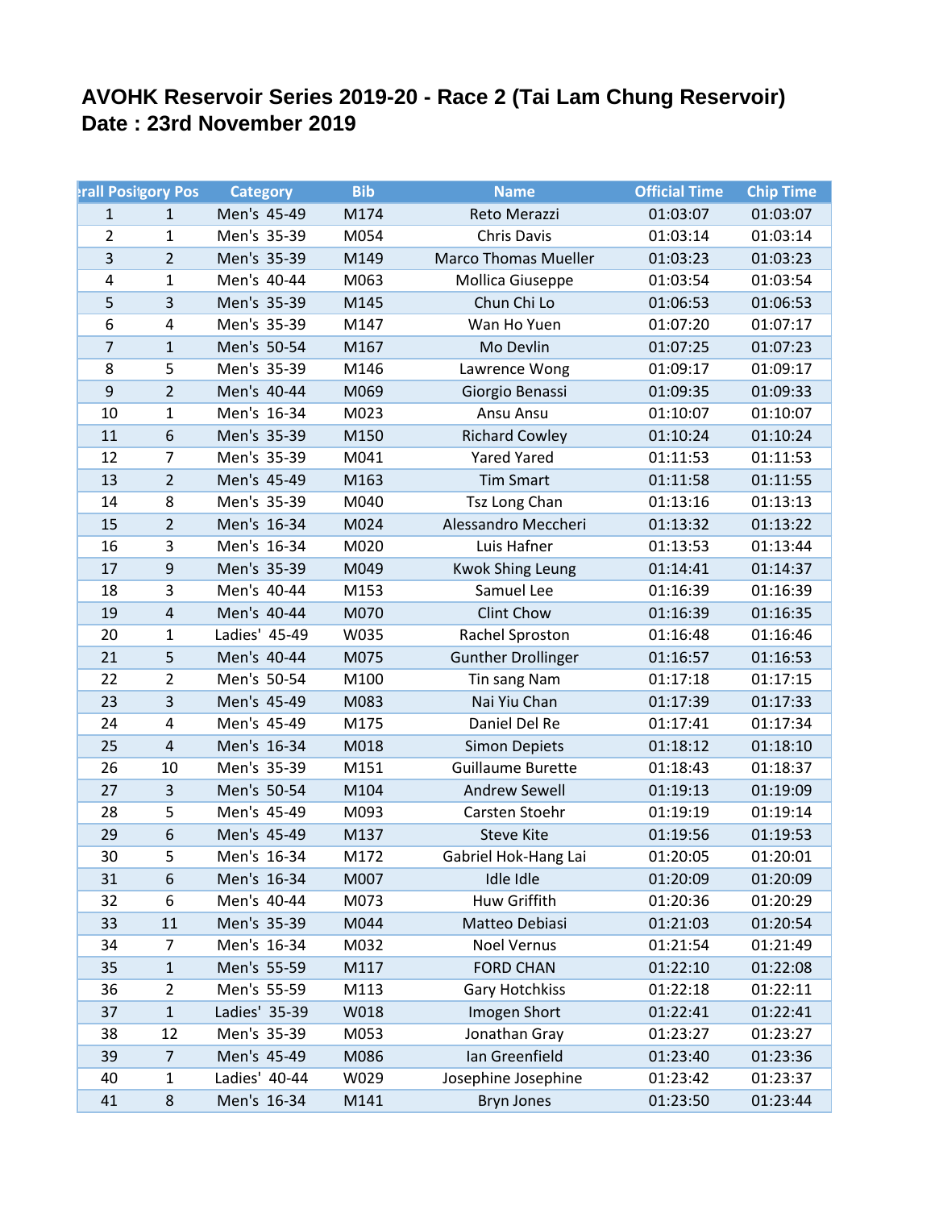# AVOHK Reservoir Series 2019-20 - Race 2 (Tai Lam Chung Reservoir)
# Date : 23rd November 2019

| Overall Position | Category Pos | Category | Bib | Name | Official Time | Chip Time |
|---|---|---|---|---|---|---|
| 1 | 1 | Men's 45-49 | M174 | Reto Merazzi | 01:03:07 | 01:03:07 |
| 2 | 1 | Men's 35-39 | M054 | Chris Davis | 01:03:14 | 01:03:14 |
| 3 | 2 | Men's 35-39 | M149 | Marco Thomas Mueller | 01:03:23 | 01:03:23 |
| 4 | 1 | Men's 40-44 | M063 | Mollica Giuseppe | 01:03:54 | 01:03:54 |
| 5 | 3 | Men's 35-39 | M145 | Chun Chi Lo | 01:06:53 | 01:06:53 |
| 6 | 4 | Men's 35-39 | M147 | Wan Ho Yuen | 01:07:20 | 01:07:17 |
| 7 | 1 | Men's 50-54 | M167 | Mo Devlin | 01:07:25 | 01:07:23 |
| 8 | 5 | Men's 35-39 | M146 | Lawrence Wong | 01:09:17 | 01:09:17 |
| 9 | 2 | Men's 40-44 | M069 | Giorgio Benassi | 01:09:35 | 01:09:33 |
| 10 | 1 | Men's 16-34 | M023 | Ansu Ansu | 01:10:07 | 01:10:07 |
| 11 | 6 | Men's 35-39 | M150 | Richard Cowley | 01:10:24 | 01:10:24 |
| 12 | 7 | Men's 35-39 | M041 | Yared Yared | 01:11:53 | 01:11:53 |
| 13 | 2 | Men's 45-49 | M163 | Tim Smart | 01:11:58 | 01:11:55 |
| 14 | 8 | Men's 35-39 | M040 | Tsz Long Chan | 01:13:16 | 01:13:13 |
| 15 | 2 | Men's 16-34 | M024 | Alessandro Meccheri | 01:13:32 | 01:13:22 |
| 16 | 3 | Men's 16-34 | M020 | Luis Hafner | 01:13:53 | 01:13:44 |
| 17 | 9 | Men's 35-39 | M049 | Kwok Shing Leung | 01:14:41 | 01:14:37 |
| 18 | 3 | Men's 40-44 | M153 | Samuel Lee | 01:16:39 | 01:16:39 |
| 19 | 4 | Men's 40-44 | M070 | Clint Chow | 01:16:39 | 01:16:35 |
| 20 | 1 | Ladies' 45-49 | W035 | Rachel Sproston | 01:16:48 | 01:16:46 |
| 21 | 5 | Men's 40-44 | M075 | Gunther Drollinger | 01:16:57 | 01:16:53 |
| 22 | 2 | Men's 50-54 | M100 | Tin sang Nam | 01:17:18 | 01:17:15 |
| 23 | 3 | Men's 45-49 | M083 | Nai Yiu Chan | 01:17:39 | 01:17:33 |
| 24 | 4 | Men's 45-49 | M175 | Daniel Del Re | 01:17:41 | 01:17:34 |
| 25 | 4 | Men's 16-34 | M018 | Simon Depiets | 01:18:12 | 01:18:10 |
| 26 | 10 | Men's 35-39 | M151 | Guillaume Burette | 01:18:43 | 01:18:37 |
| 27 | 3 | Men's 50-54 | M104 | Andrew Sewell | 01:19:13 | 01:19:09 |
| 28 | 5 | Men's 45-49 | M093 | Carsten Stoehr | 01:19:19 | 01:19:14 |
| 29 | 6 | Men's 45-49 | M137 | Steve Kite | 01:19:56 | 01:19:53 |
| 30 | 5 | Men's 16-34 | M172 | Gabriel Hok-Hang Lai | 01:20:05 | 01:20:01 |
| 31 | 6 | Men's 16-34 | M007 | Idle Idle | 01:20:09 | 01:20:09 |
| 32 | 6 | Men's 40-44 | M073 | Huw Griffith | 01:20:36 | 01:20:29 |
| 33 | 11 | Men's 35-39 | M044 | Matteo Debiasi | 01:21:03 | 01:20:54 |
| 34 | 7 | Men's 16-34 | M032 | Noel Vernus | 01:21:54 | 01:21:49 |
| 35 | 1 | Men's 55-59 | M117 | FORD CHAN | 01:22:10 | 01:22:08 |
| 36 | 2 | Men's 55-59 | M113 | Gary Hotchkiss | 01:22:18 | 01:22:11 |
| 37 | 1 | Ladies' 35-39 | W018 | Imogen Short | 01:22:41 | 01:22:41 |
| 38 | 12 | Men's 35-39 | M053 | Jonathan Gray | 01:23:27 | 01:23:27 |
| 39 | 7 | Men's 45-49 | M086 | Ian Greenfield | 01:23:40 | 01:23:36 |
| 40 | 1 | Ladies' 40-44 | W029 | Josephine Josephine | 01:23:42 | 01:23:37 |
| 41 | 8 | Men's 16-34 | M141 | Bryn Jones | 01:23:50 | 01:23:44 |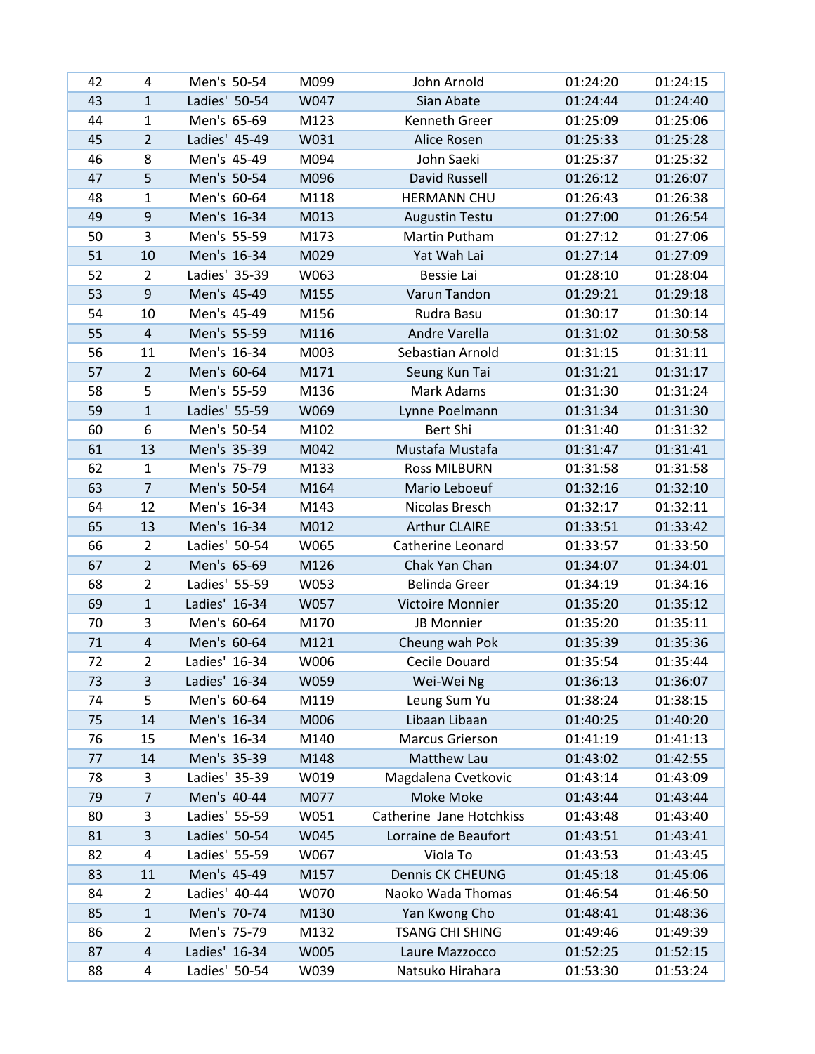| 42 | 4 | Men's 50-54 | M099 | John Arnold | 01:24:20 | 01:24:15 |
|---|---|---|---|---|---|---|
| 43 | 1 | Ladies' 50-54 | W047 | Sian Abate | 01:24:44 | 01:24:40 |
| 44 | 1 | Men's 65-69 | M123 | Kenneth Greer | 01:25:09 | 01:25:06 |
| 45 | 2 | Ladies' 45-49 | W031 | Alice Rosen | 01:25:33 | 01:25:28 |
| 46 | 8 | Men's 45-49 | M094 | John Saeki | 01:25:37 | 01:25:32 |
| 47 | 5 | Men's 50-54 | M096 | David Russell | 01:26:12 | 01:26:07 |
| 48 | 1 | Men's 60-64 | M118 | HERMANN CHU | 01:26:43 | 01:26:38 |
| 49 | 9 | Men's 16-34 | M013 | Augustin Testu | 01:27:00 | 01:26:54 |
| 50 | 3 | Men's 55-59 | M173 | Martin Putham | 01:27:12 | 01:27:06 |
| 51 | 10 | Men's 16-34 | M029 | Yat Wah Lai | 01:27:14 | 01:27:09 |
| 52 | 2 | Ladies' 35-39 | W063 | Bessie Lai | 01:28:10 | 01:28:04 |
| 53 | 9 | Men's 45-49 | M155 | Varun Tandon | 01:29:21 | 01:29:18 |
| 54 | 10 | Men's 45-49 | M156 | Rudra Basu | 01:30:17 | 01:30:14 |
| 55 | 4 | Men's 55-59 | M116 | Andre Varella | 01:31:02 | 01:30:58 |
| 56 | 11 | Men's 16-34 | M003 | Sebastian Arnold | 01:31:15 | 01:31:11 |
| 57 | 2 | Men's 60-64 | M171 | Seung Kun Tai | 01:31:21 | 01:31:17 |
| 58 | 5 | Men's 55-59 | M136 | Mark Adams | 01:31:30 | 01:31:24 |
| 59 | 1 | Ladies' 55-59 | W069 | Lynne Poelmann | 01:31:34 | 01:31:30 |
| 60 | 6 | Men's 50-54 | M102 | Bert Shi | 01:31:40 | 01:31:32 |
| 61 | 13 | Men's 35-39 | M042 | Mustafa Mustafa | 01:31:47 | 01:31:41 |
| 62 | 1 | Men's 75-79 | M133 | Ross MILBURN | 01:31:58 | 01:31:58 |
| 63 | 7 | Men's 50-54 | M164 | Mario Leboeuf | 01:32:16 | 01:32:10 |
| 64 | 12 | Men's 16-34 | M143 | Nicolas Bresch | 01:32:17 | 01:32:11 |
| 65 | 13 | Men's 16-34 | M012 | Arthur CLAIRE | 01:33:51 | 01:33:42 |
| 66 | 2 | Ladies' 50-54 | W065 | Catherine Leonard | 01:33:57 | 01:33:50 |
| 67 | 2 | Men's 65-69 | M126 | Chak Yan Chan | 01:34:07 | 01:34:01 |
| 68 | 2 | Ladies' 55-59 | W053 | Belinda Greer | 01:34:19 | 01:34:16 |
| 69 | 1 | Ladies' 16-34 | W057 | Victoire Monnier | 01:35:20 | 01:35:12 |
| 70 | 3 | Men's 60-64 | M170 | JB Monnier | 01:35:20 | 01:35:11 |
| 71 | 4 | Men's 60-64 | M121 | Cheung wah Pok | 01:35:39 | 01:35:36 |
| 72 | 2 | Ladies' 16-34 | W006 | Cecile Douard | 01:35:54 | 01:35:44 |
| 73 | 3 | Ladies' 16-34 | W059 | Wei-Wei Ng | 01:36:13 | 01:36:07 |
| 74 | 5 | Men's 60-64 | M119 | Leung Sum Yu | 01:38:24 | 01:38:15 |
| 75 | 14 | Men's 16-34 | M006 | Libaan Libaan | 01:40:25 | 01:40:20 |
| 76 | 15 | Men's 16-34 | M140 | Marcus Grierson | 01:41:19 | 01:41:13 |
| 77 | 14 | Men's 35-39 | M148 | Matthew Lau | 01:43:02 | 01:42:55 |
| 78 | 3 | Ladies' 35-39 | W019 | Magdalena Cvetkovic | 01:43:14 | 01:43:09 |
| 79 | 7 | Men's 40-44 | M077 | Moke Moke | 01:43:44 | 01:43:44 |
| 80 | 3 | Ladies' 55-59 | W051 | Catherine Jane Hotchkiss | 01:43:48 | 01:43:40 |
| 81 | 3 | Ladies' 50-54 | W045 | Lorraine de Beaufort | 01:43:51 | 01:43:41 |
| 82 | 4 | Ladies' 55-59 | W067 | Viola To | 01:43:53 | 01:43:45 |
| 83 | 11 | Men's 45-49 | M157 | Dennis CK CHEUNG | 01:45:18 | 01:45:06 |
| 84 | 2 | Ladies' 40-44 | W070 | Naoko Wada Thomas | 01:46:54 | 01:46:50 |
| 85 | 1 | Men's 70-74 | M130 | Yan Kwong Cho | 01:48:41 | 01:48:36 |
| 86 | 2 | Men's 75-79 | M132 | TSANG CHI SHING | 01:49:46 | 01:49:39 |
| 87 | 4 | Ladies' 16-34 | W005 | Laure Mazzocco | 01:52:25 | 01:52:15 |
| 88 | 4 | Ladies' 50-54 | W039 | Natsuko Hirahara | 01:53:30 | 01:53:24 |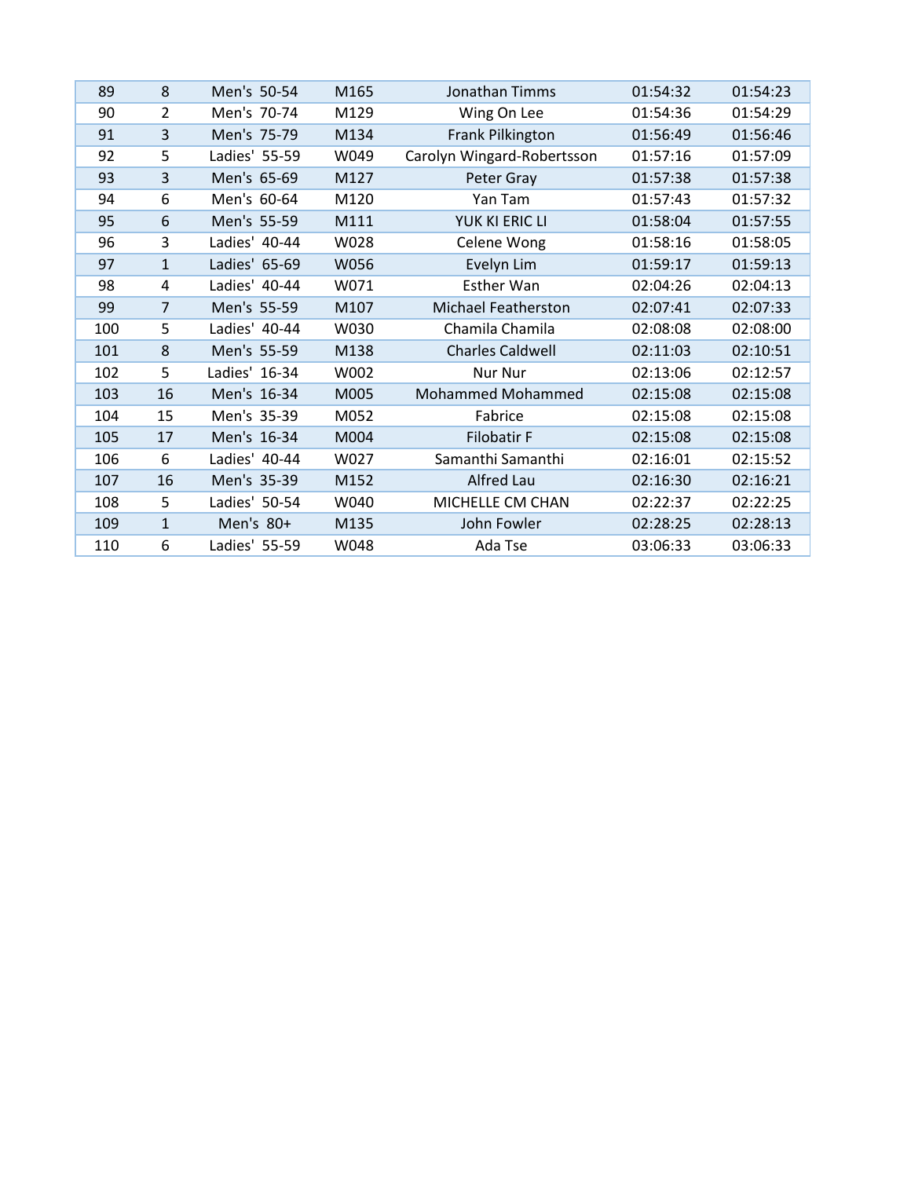| | | | | | | |
|---|---|---|---|---|---|---|
| 89 | 8 | Men's 50-54 | M165 | Jonathan Timms | 01:54:32 | 01:54:23 |
| 90 | 2 | Men's 70-74 | M129 | Wing On Lee | 01:54:36 | 01:54:29 |
| 91 | 3 | Men's 75-79 | M134 | Frank Pilkington | 01:56:49 | 01:56:46 |
| 92 | 5 | Ladies' 55-59 | W049 | Carolyn Wingard-Robertsson | 01:57:16 | 01:57:09 |
| 93 | 3 | Men's 65-69 | M127 | Peter Gray | 01:57:38 | 01:57:38 |
| 94 | 6 | Men's 60-64 | M120 | Yan Tam | 01:57:43 | 01:57:32 |
| 95 | 6 | Men's 55-59 | M111 | YUK KI ERIC LI | 01:58:04 | 01:57:55 |
| 96 | 3 | Ladies' 40-44 | W028 | Celene Wong | 01:58:16 | 01:58:05 |
| 97 | 1 | Ladies' 65-69 | W056 | Evelyn Lim | 01:59:17 | 01:59:13 |
| 98 | 4 | Ladies' 40-44 | W071 | Esther Wan | 02:04:26 | 02:04:13 |
| 99 | 7 | Men's 55-59 | M107 | Michael Featherston | 02:07:41 | 02:07:33 |
| 100 | 5 | Ladies' 40-44 | W030 | Chamila Chamila | 02:08:08 | 02:08:00 |
| 101 | 8 | Men's 55-59 | M138 | Charles Caldwell | 02:11:03 | 02:10:51 |
| 102 | 5 | Ladies' 16-34 | W002 | Nur Nur | 02:13:06 | 02:12:57 |
| 103 | 16 | Men's 16-34 | M005 | Mohammed Mohammed | 02:15:08 | 02:15:08 |
| 104 | 15 | Men's 35-39 | M052 | Fabrice | 02:15:08 | 02:15:08 |
| 105 | 17 | Men's 16-34 | M004 | Filobatir F | 02:15:08 | 02:15:08 |
| 106 | 6 | Ladies' 40-44 | W027 | Samanthi Samanthi | 02:16:01 | 02:15:52 |
| 107 | 16 | Men's 35-39 | M152 | Alfred Lau | 02:16:30 | 02:16:21 |
| 108 | 5 | Ladies' 50-54 | W040 | MICHELLE CM CHAN | 02:22:37 | 02:22:25 |
| 109 | 1 | Men's 80+ | M135 | John Fowler | 02:28:25 | 02:28:13 |
| 110 | 6 | Ladies' 55-59 | W048 | Ada Tse | 03:06:33 | 03:06:33 |